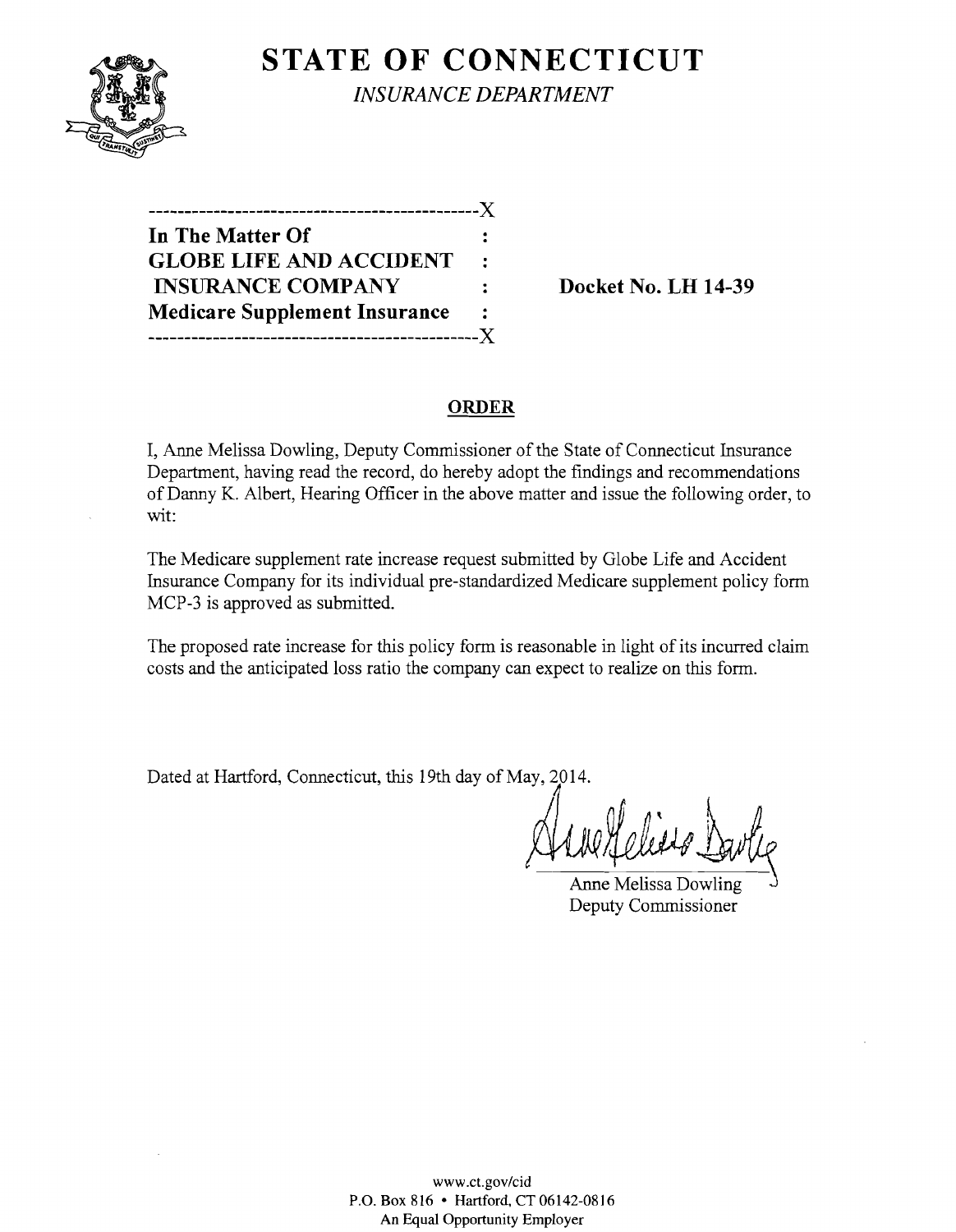# STATE OF CONNECTICUT

*INSURANCE DEPARTMENT*

---------------------------------------------X

**In The Matter Of** :
**GLOBE LIFE AND ACCIDENT** :
**INSURANCE COMPANY** : **Docket No. LH 14-39**
**Medicare Supplement Insurance** :

---------------------------------------------X

## ORDER

I, Anne Melissa Dowling, Deputy Commissioner of the State of Connecticut Insurance Department, having read the record, do hereby adopt the findings and recommendations of Danny K. Albert, Hearing Officer in the above matter and issue the following order, to wit:

The Medicare supplement rate increase request submitted by Globe Life and Accident Insurance Company for its individual pre-standardized Medicare supplement policy form MCP-3 is approved as submitted.

The proposed rate increase for this policy form is reasonable in light of its incurred claim costs and the anticipated loss ratio the company can expect to realize on this form.

Dated at Hartford, Connecticut, this 19th day of May, 2014.

Anne Melissa Dowling
Deputy Commissioner

www.ct.gov/cid
P.O. Box 816 • Hartford, CT 06142-0816
An Equal Opportunity Employer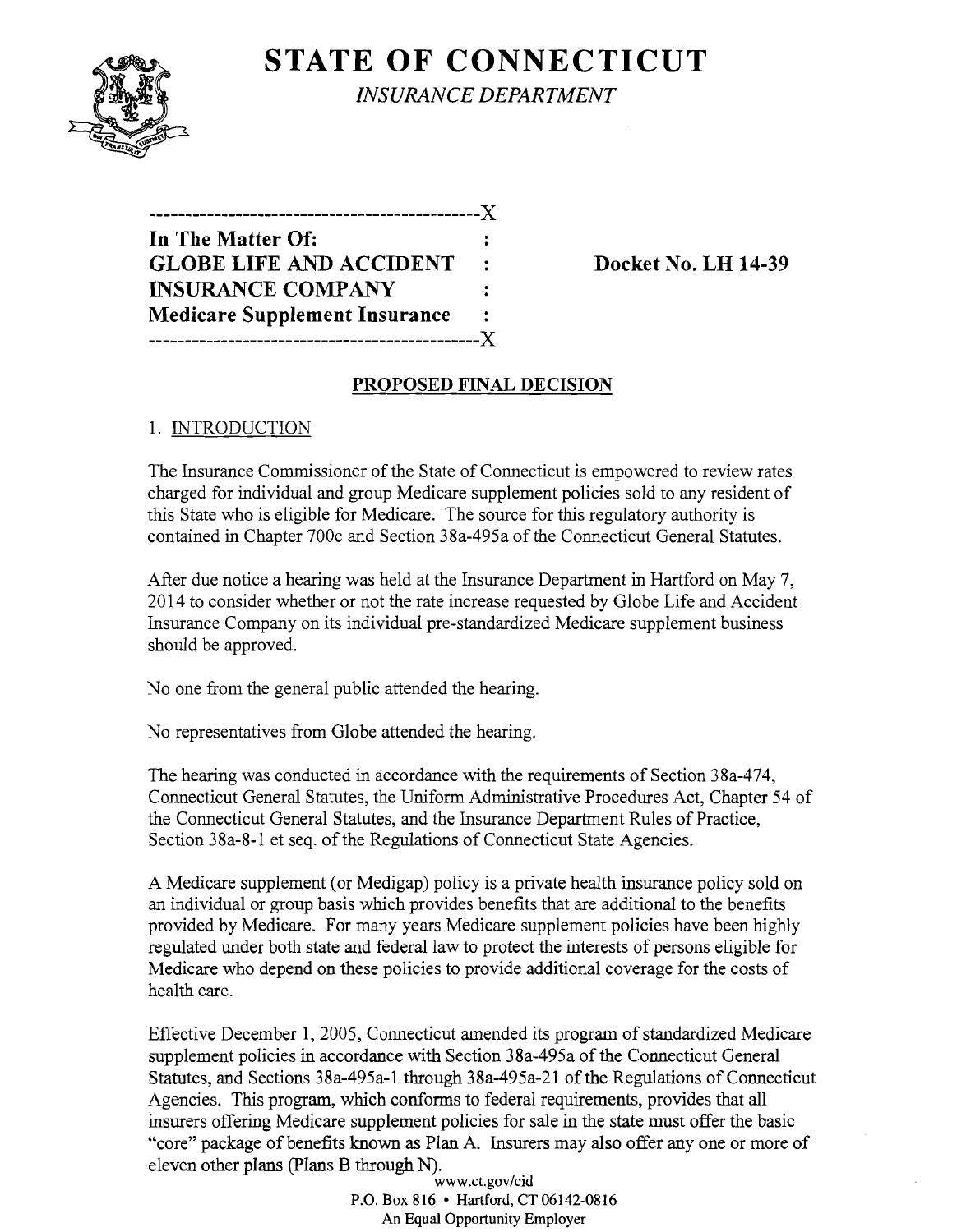# STATE OF CONNECTICUT

*INSURANCE DEPARTMENT*

```
----------------------------------------------X
In The Matter Of:                             :
GLOBE LIFE AND ACCIDENT                       :     Docket No. LH 14-39
INSURANCE COMPANY                             :
Medicare Supplement Insurance                 :
----------------------------------------------X
```

## PROPOSED FINAL DECISION

### 1. INTRODUCTION

The Insurance Commissioner of the State of Connecticut is empowered to review rates charged for individual and group Medicare supplement policies sold to any resident of this State who is eligible for Medicare. The source for this regulatory authority is contained in Chapter 700c and Section 38a-495a of the Connecticut General Statutes.

After due notice a hearing was held at the Insurance Department in Hartford on May 7, 2014 to consider whether or not the rate increase requested by Globe Life and Accident Insurance Company on its individual pre-standardized Medicare supplement business should be approved.

No one from the general public attended the hearing.

No representatives from Globe attended the hearing.

The hearing was conducted in accordance with the requirements of Section 38a-474, Connecticut General Statutes, the Uniform Administrative Procedures Act, Chapter 54 of the Connecticut General Statutes, and the Insurance Department Rules of Practice, Section 38a-8-1 et seq. of the Regulations of Connecticut State Agencies.

A Medicare supplement (or Medigap) policy is a private health insurance policy sold on an individual or group basis which provides benefits that are additional to the benefits provided by Medicare. For many years Medicare supplement policies have been highly regulated under both state and federal law to protect the interests of persons eligible for Medicare who depend on these policies to provide additional coverage for the costs of health care.

Effective December 1, 2005, Connecticut amended its program of standardized Medicare supplement policies in accordance with Section 38a-495a of the Connecticut General Statutes, and Sections 38a-495a-1 through 38a-495a-21 of the Regulations of Connecticut Agencies. This program, which conforms to federal requirements, provides that all insurers offering Medicare supplement policies for sale in the state must offer the basic "core" package of benefits known as Plan A. Insurers may also offer any one or more of eleven other plans (Plans B through N).

www.ct.gov/cid
P.O. Box 816 • Hartford, CT 06142-0816
An Equal Opportunity Employer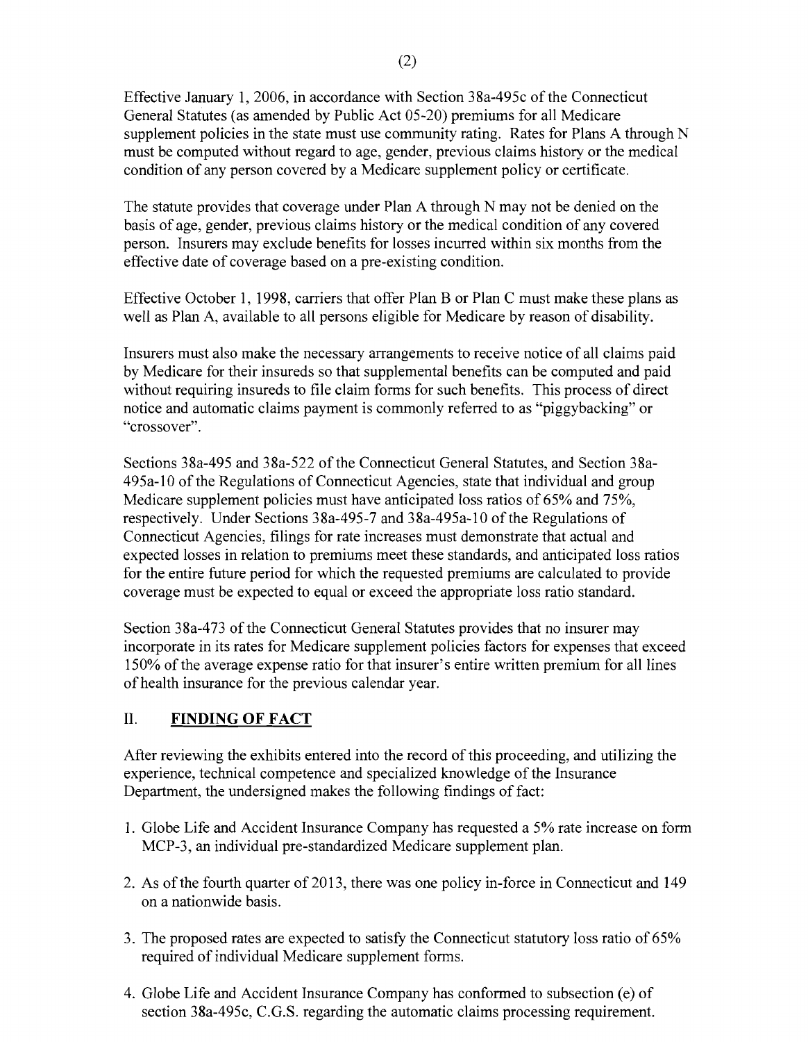Effective January 1, 2006, in accordance with Section 38a-495c of the Connecticut General Statutes (as amended by Public Act 05-20) premiums for all Medicare supplement policies in the state must use community rating. Rates for Plans A through N must be computed without regard to age, gender, previous claims history or the medical condition of any person covered by a Medicare supplement policy or certificate.

The statute provides that coverage under Plan A through N may not be denied on the basis of age, gender, previous claims history or the medical condition of any covered person. Insurers may exclude benefits for losses incurred within six months from the effective date of coverage based on a pre-existing condition.

Effective October 1, 1998, carriers that offer Plan B or Plan C must make these plans as well as Plan A, available to all persons eligible for Medicare by reason of disability.

Insurers must also make the necessary arrangements to receive notice of all claims paid by Medicare for their insureds so that supplemental benefits can be computed and paid without requiring insureds to file claim forms for such benefits. This process of direct notice and automatic claims payment is commonly referred to as "piggybacking" or "crossover".

Sections 38a-495 and 38a-522 of the Connecticut General Statutes, and Section 38a-495a-10 of the Regulations of Connecticut Agencies, state that individual and group Medicare supplement policies must have anticipated loss ratios of 65% and 75%, respectively. Under Sections 38a-495-7 and 38a-495a-10 of the Regulations of Connecticut Agencies, filings for rate increases must demonstrate that actual and expected losses in relation to premiums meet these standards, and anticipated loss ratios for the entire future period for which the requested premiums are calculated to provide coverage must be expected to equal or exceed the appropriate loss ratio standard.

Section 38a-473 of the Connecticut General Statutes provides that no insurer may incorporate in its rates for Medicare supplement policies factors for expenses that exceed 150% of the average expense ratio for that insurer's entire written premium for all lines of health insurance for the previous calendar year.

## II. FINDING OF FACT

After reviewing the exhibits entered into the record of this proceeding, and utilizing the experience, technical competence and specialized knowledge of the Insurance Department, the undersigned makes the following findings of fact:

1. Globe Life and Accident Insurance Company has requested a 5% rate increase on form MCP-3, an individual pre-standardized Medicare supplement plan.
2. As of the fourth quarter of 2013, there was one policy in-force in Connecticut and 149 on a nationwide basis.
3. The proposed rates are expected to satisfy the Connecticut statutory loss ratio of 65% required of individual Medicare supplement forms.
4. Globe Life and Accident Insurance Company has conformed to subsection (e) of section 38a-495c, C.G.S. regarding the automatic claims processing requirement.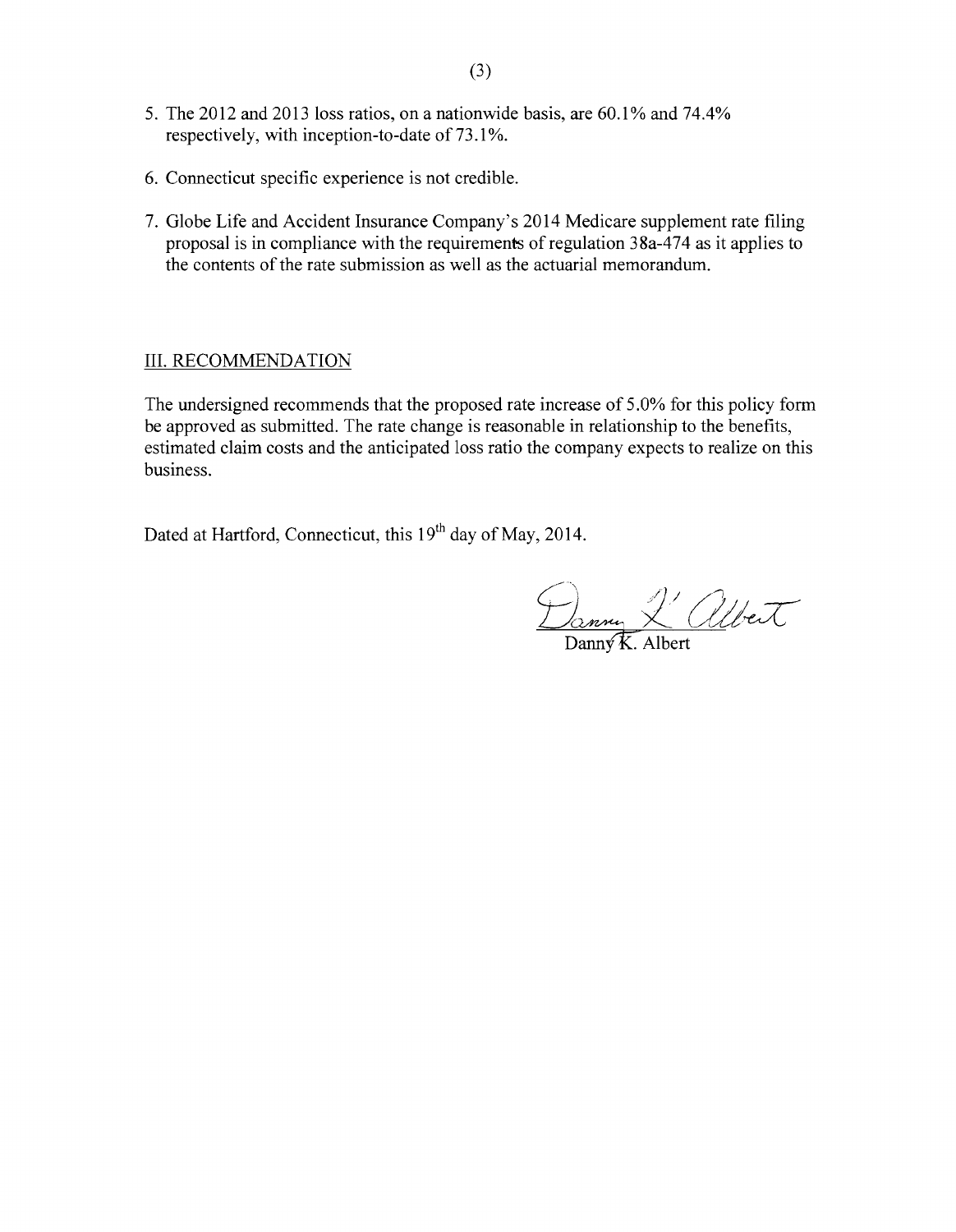5. The 2012 and 2013 loss ratios, on a nationwide basis, are 60.1% and 74.4% respectively, with inception-to-date of 73.1%.

6. Connecticut specific experience is not credible.

7. Globe Life and Accident Insurance Company's 2014 Medicare supplement rate filing proposal is in compliance with the requirements of regulation 38a-474 as it applies to the contents of the rate submission as well as the actuarial memorandum.

## III. RECOMMENDATION

The undersigned recommends that the proposed rate increase of 5.0% for this policy form be approved as submitted. The rate change is reasonable in relationship to the benefits, estimated claim costs and the anticipated loss ratio the company expects to realize on this business.

Dated at Hartford, Connecticut, this 19th day of May, 2014.

Danny K. Albert